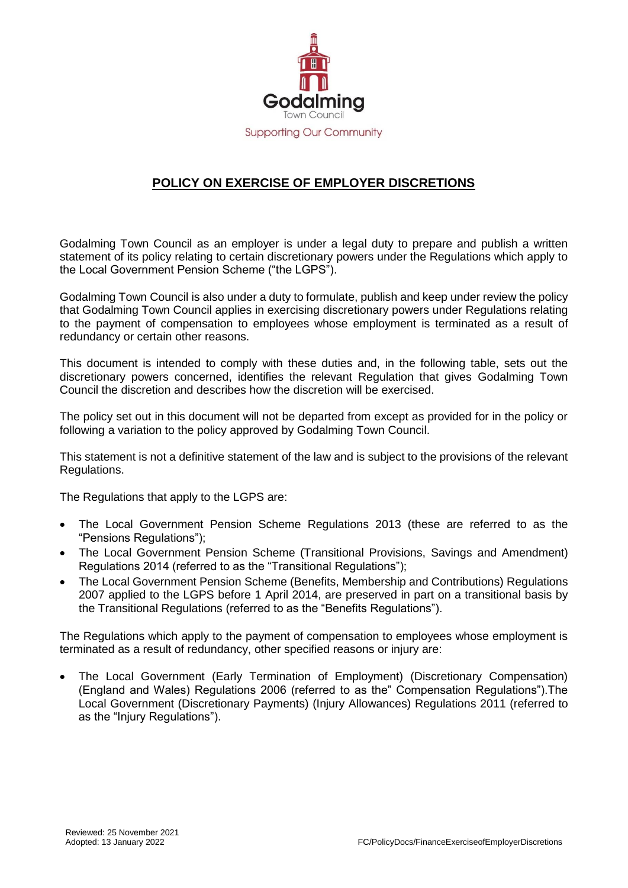Godalming
Town Council
Supporting Our Community

# POLICY ON EXERCISE OF EMPLOYER DISCRETIONS

Godalming Town Council as an employer is under a legal duty to prepare and publish a written statement of its policy relating to certain discretionary powers under the Regulations which apply to the Local Government Pension Scheme ("the LGPS").

Godalming Town Council is also under a duty to formulate, publish and keep under review the policy that Godalming Town Council applies in exercising discretionary powers under Regulations relating to the payment of compensation to employees whose employment is terminated as a result of redundancy or certain other reasons.

This document is intended to comply with these duties and, in the following table, sets out the discretionary powers concerned, identifies the relevant Regulation that gives Godalming Town Council the discretion and describes how the discretion will be exercised.

The policy set out in this document will not be departed from except as provided for in the policy or following a variation to the policy approved by Godalming Town Council.

This statement is not a definitive statement of the law and is subject to the provisions of the relevant Regulations.

The Regulations that apply to the LGPS are:

- The Local Government Pension Scheme Regulations 2013 (these are referred to as the "Pensions Regulations");
- The Local Government Pension Scheme (Transitional Provisions, Savings and Amendment) Regulations 2014 (referred to as the "Transitional Regulations");
- The Local Government Pension Scheme (Benefits, Membership and Contributions) Regulations 2007 applied to the LGPS before 1 April 2014, are preserved in part on a transitional basis by the Transitional Regulations (referred to as the "Benefits Regulations").

The Regulations which apply to the payment of compensation to employees whose employment is terminated as a result of redundancy, other specified reasons or injury are:

- The Local Government (Early Termination of Employment) (Discretionary Compensation) (England and Wales) Regulations 2006 (referred to as the" Compensation Regulations").The Local Government (Discretionary Payments) (Injury Allowances) Regulations 2011 (referred to as the "Injury Regulations").

Reviewed: 25 November 2021
Adopted: 13 January 2022
FC/PolicyDocs/FinanceExerciseofEmployerDiscretions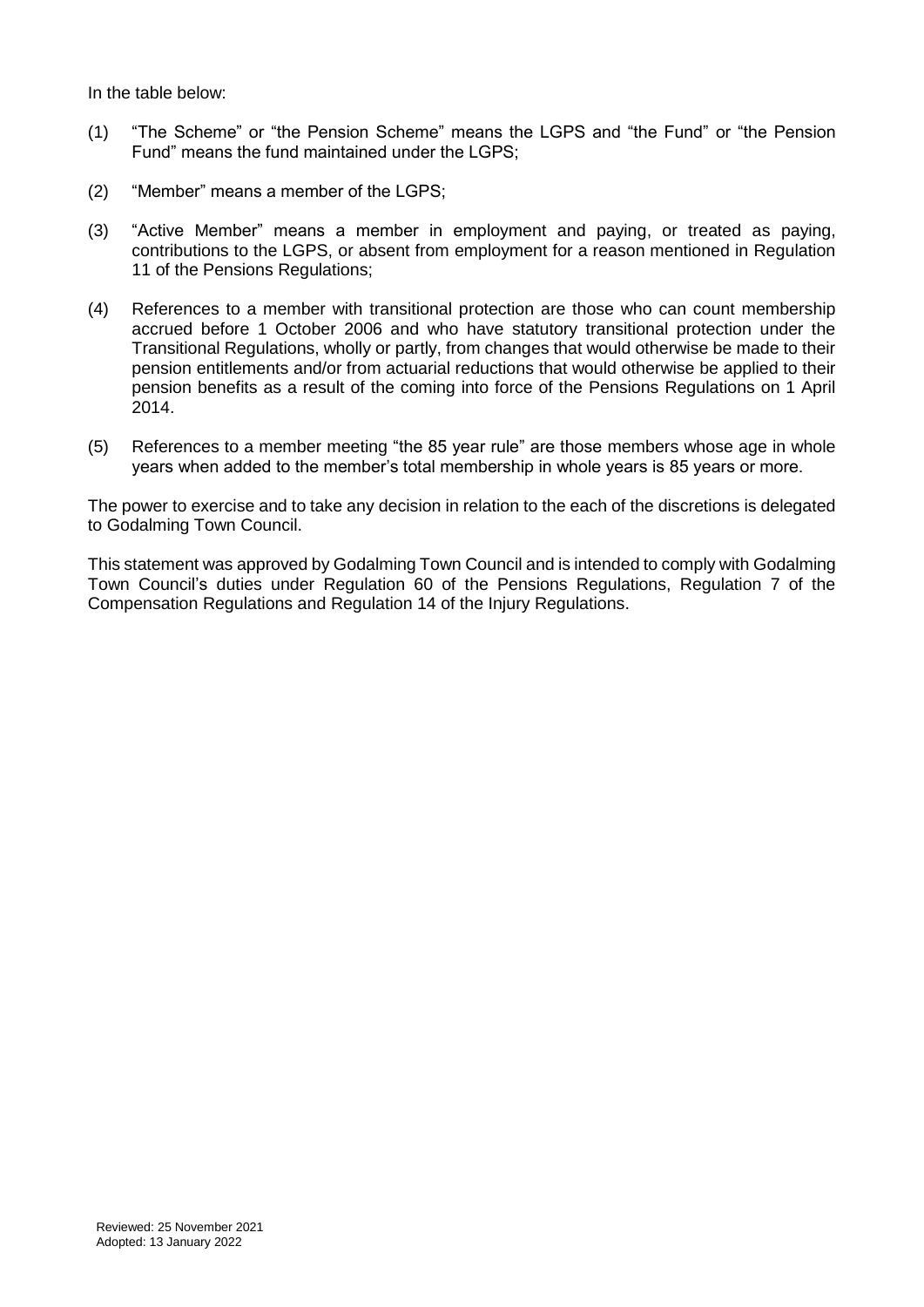In the table below:

(1) "The Scheme" or "the Pension Scheme" means the LGPS and "the Fund" or "the Pension Fund" means the fund maintained under the LGPS;

(2) "Member" means a member of the LGPS;

(3) "Active Member" means a member in employment and paying, or treated as paying, contributions to the LGPS, or absent from employment for a reason mentioned in Regulation 11 of the Pensions Regulations;

(4) References to a member with transitional protection are those who can count membership accrued before 1 October 2006 and who have statutory transitional protection under the Transitional Regulations, wholly or partly, from changes that would otherwise be made to their pension entitlements and/or from actuarial reductions that would otherwise be applied to their pension benefits as a result of the coming into force of the Pensions Regulations on 1 April 2014.

(5) References to a member meeting "the 85 year rule" are those members whose age in whole years when added to the member's total membership in whole years is 85 years or more.

The power to exercise and to take any decision in relation to the each of the discretions is delegated to Godalming Town Council.

This statement was approved by Godalming Town Council and is intended to comply with Godalming Town Council's duties under Regulation 60 of the Pensions Regulations, Regulation 7 of the Compensation Regulations and Regulation 14 of the Injury Regulations.

Reviewed: 25 November 2021
Adopted: 13 January 2022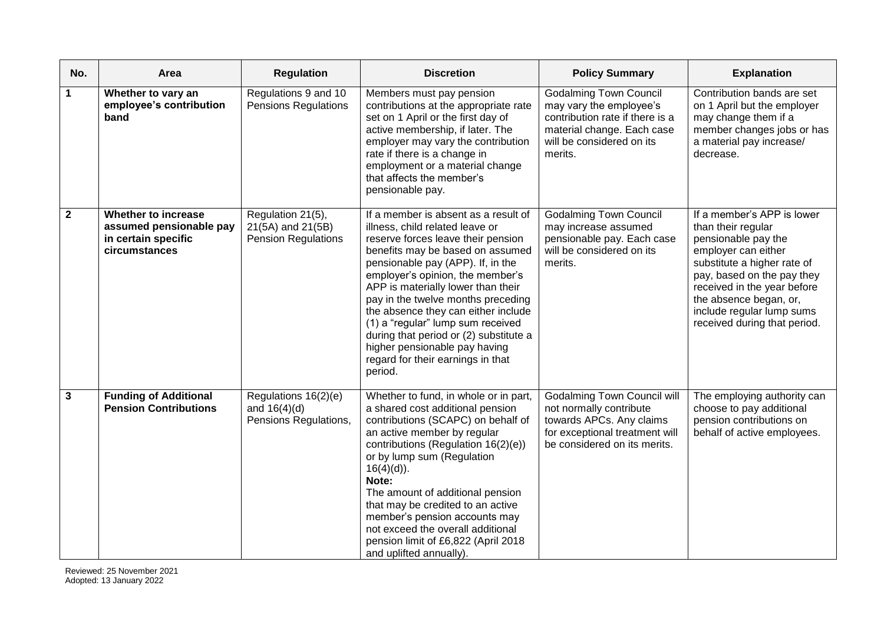| No. | Area | Regulation | Discretion | Policy Summary | Explanation |
|---|---|---|---|---|---|
| **1** | **Whether to vary an employee's contribution band** | Regulations 9 and 10 Pensions Regulations | Members must pay pension contributions at the appropriate rate set on 1 April or the first day of active membership, if later. The employer may vary the contribution rate if there is a change in employment or a material change that affects the member's pensionable pay. | Godalming Town Council may vary the employee's contribution rate if there is a material change. Each case will be considered on its merits. | Contribution bands are set on 1 April but the employer may change them if a member changes jobs or has a material pay increase/ decrease. |
| **2** | **Whether to increase assumed pensionable pay in certain specific circumstances** | Regulation 21(5), 21(5A) and 21(5B) Pension Regulations | If a member is absent as a result of illness, child related leave or reserve forces leave their pension benefits may be based on assumed pensionable pay (APP). If, in the employer's opinion, the member's APP is materially lower than their pay in the twelve months preceding the absence they can either include (1) a "regular" lump sum received during that period or (2) substitute a higher pensionable pay having regard for their earnings in that period. | Godalming Town Council may increase assumed pensionable pay. Each case will be considered on its merits. | If a member's APP is lower than their regular pensionable pay the employer can either substitute a higher rate of pay, based on the pay they received in the year before the absence began, or, include regular lump sums received during that period. |
| **3** | **Funding of Additional Pension Contributions** | Regulations 16(2)(e) and 16(4)(d) Pensions Regulations, | Whether to fund, in whole or in part, a shared cost additional pension contributions (SCAPC) on behalf of an active member by regular contributions (Regulation 16(2)(e)) or by lump sum (Regulation 16(4)(d)).<br>**Note:**<br>The amount of additional pension that may be credited to an active member's pension accounts may not exceed the overall additional pension limit of £6,822 (April 2018 and uplifted annually). | Godalming Town Council will not normally contribute towards APCs. Any claims for exceptional treatment will be considered on its merits. | The employing authority can choose to pay additional pension contributions on behalf of active employees. |

Reviewed: 25 November 2021
Adopted: 13 January 2022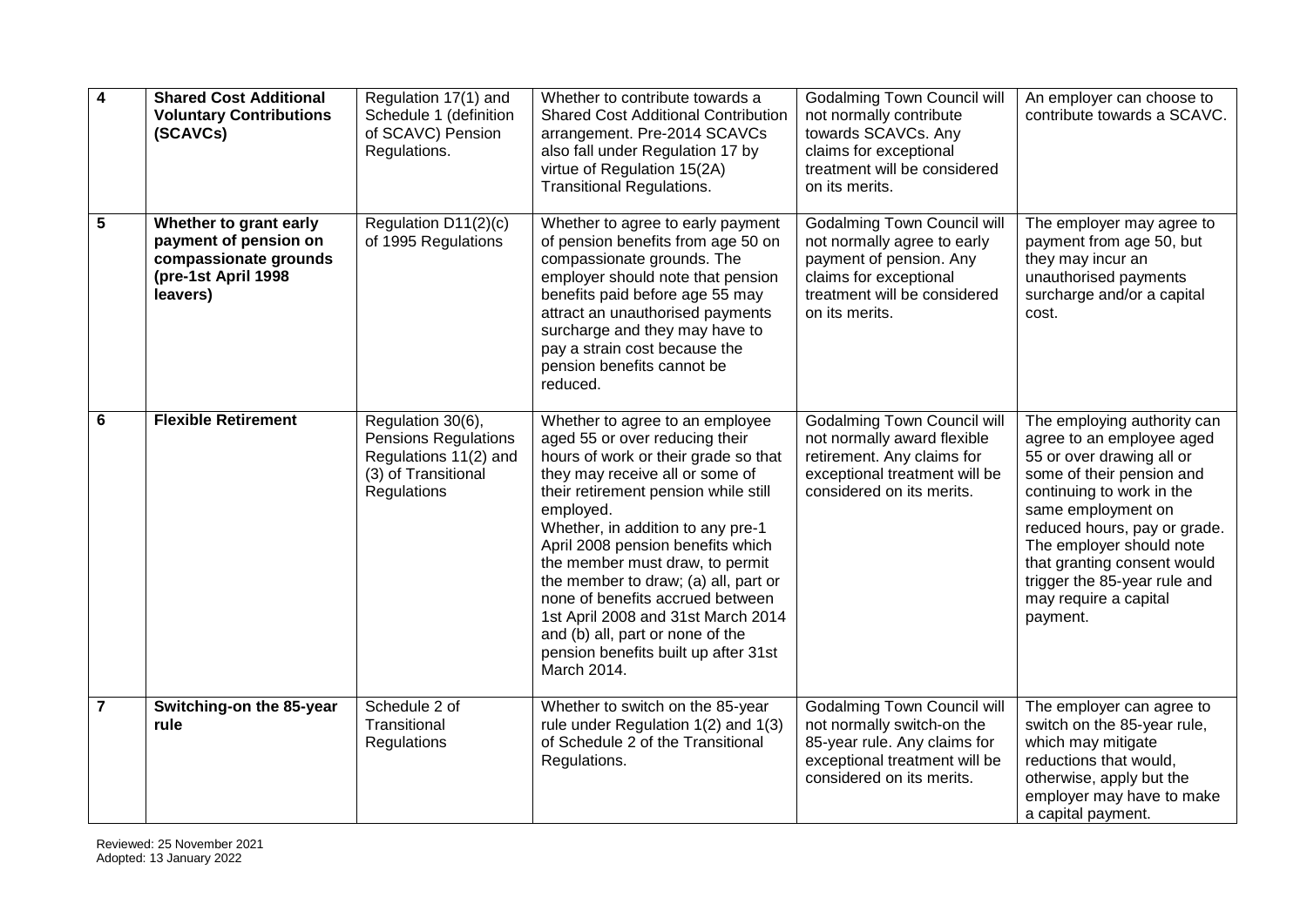| 4 | **Shared Cost Additional Voluntary Contributions (SCAVCs)** | Regulation 17(1) and Schedule 1 (definition of SCAVC) Pension Regulations. | Whether to contribute towards a Shared Cost Additional Contribution arrangement. Pre-2014 SCAVCs also fall under Regulation 17 by virtue of Regulation 15(2A) Transitional Regulations. | Godalming Town Council will not normally contribute towards SCAVCs. Any claims for exceptional treatment will be considered on its merits. | An employer can choose to contribute towards a SCAVC. |
|---|---|---|---|---|---|
| **5** | **Whether to grant early payment of pension on compassionate grounds (pre-1st April 1998 leavers)** | Regulation D11(2)(c) of 1995 Regulations | Whether to agree to early payment of pension benefits from age 50 on compassionate grounds. The employer should note that pension benefits paid before age 55 may attract an unauthorised payments surcharge and they may have to pay a strain cost because the pension benefits cannot be reduced. | Godalming Town Council will not normally agree to early payment of pension. Any claims for exceptional treatment will be considered on its merits. | The employer may agree to payment from age 50, but they may incur an unauthorised payments surcharge and/or a capital cost. |
| **6** | **Flexible Retirement** | Regulation 30(6), Pensions Regulations Regulations 11(2) and (3) of Transitional Regulations | Whether to agree to an employee aged 55 or over reducing their hours of work or their grade so that they may receive all or some of their retirement pension while still employed.<br>Whether, in addition to any pre-1 April 2008 pension benefits which the member must draw, to permit the member to draw; (a) all, part or none of benefits accrued between 1st April 2008 and 31st March 2014 and (b) all, part or none of the pension benefits built up after 31st March 2014. | Godalming Town Council will not normally award flexible retirement. Any claims for exceptional treatment will be considered on its merits. | The employing authority can agree to an employee aged 55 or over drawing all or some of their pension and continuing to work in the same employment on reduced hours, pay or grade. The employer should note that granting consent would trigger the 85-year rule and may require a capital payment. |
| **7** | **Switching-on the 85-year rule** | Schedule 2 of Transitional Regulations | Whether to switch on the 85-year rule under Regulation 1(2) and 1(3) of Schedule 2 of the Transitional Regulations. | Godalming Town Council will not normally switch-on the 85-year rule. Any claims for exceptional treatment will be considered on its merits. | The employer can agree to switch on the 85-year rule, which may mitigate reductions that would, otherwise, apply but the employer may have to make a capital payment. |

Reviewed: 25 November 2021
Adopted: 13 January 2022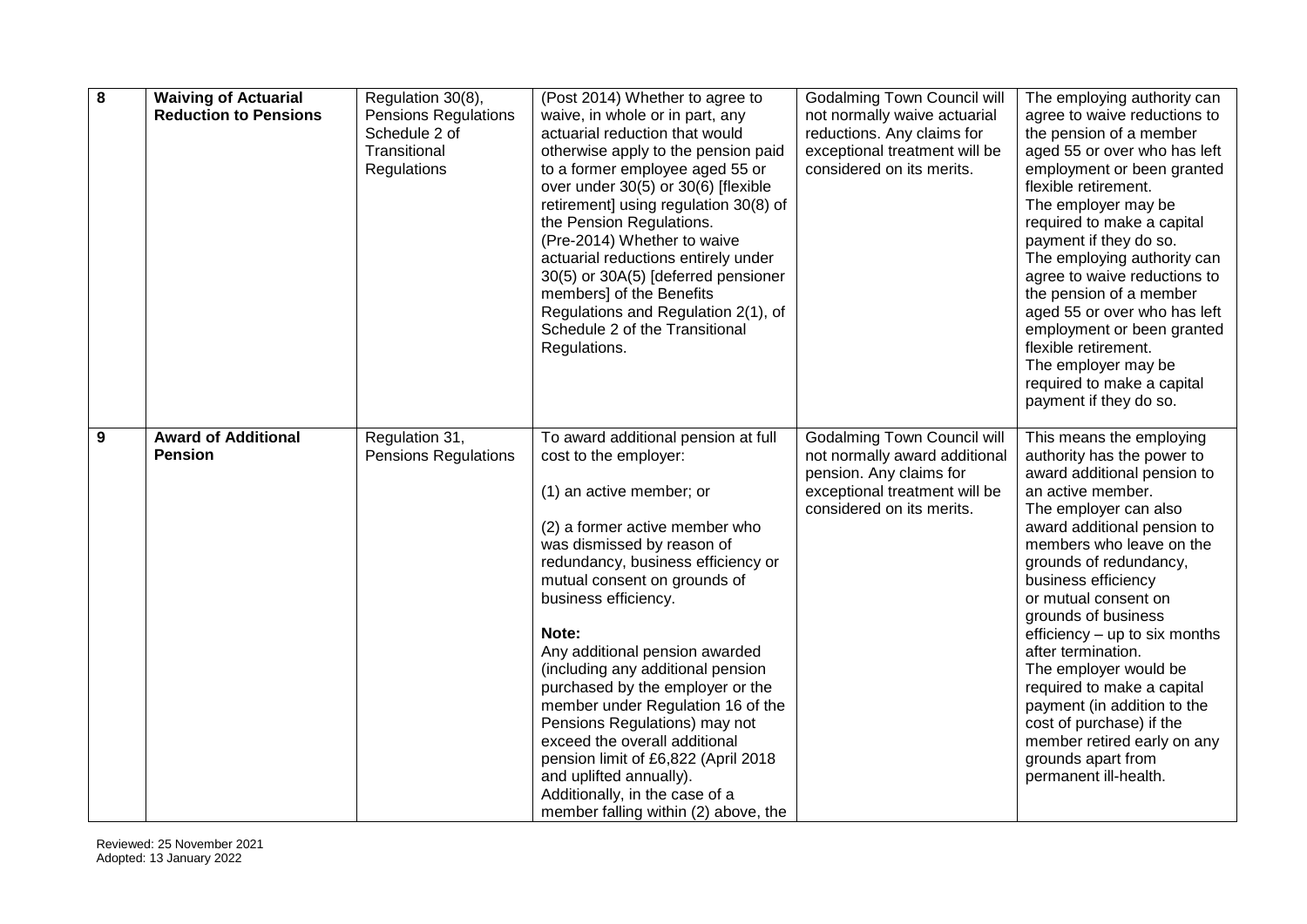| 8 | **Waiving of Actuarial Reduction to Pensions** | Regulation 30(8), Pensions Regulations Schedule 2 of Transitional Regulations | (Post 2014) Whether to agree to waive, in whole or in part, any actuarial reduction that would otherwise apply to the pension paid to a former employee aged 55 or over under 30(5) or 30(6) [flexible retirement] using regulation 30(8) of the Pension Regulations. (Pre-2014) Whether to waive actuarial reductions entirely under 30(5) or 30A(5) [deferred pensioner members] of the Benefits Regulations and Regulation 2(1), of Schedule 2 of the Transitional Regulations. | Godalming Town Council will not normally waive actuarial reductions. Any claims for exceptional treatment will be considered on its merits. | The employing authority can agree to waive reductions to the pension of a member aged 55 or over who has left employment or been granted flexible retirement. The employer may be required to make a capital payment if they do so. The employing authority can agree to waive reductions to the pension of a member aged 55 or over who has left employment or been granted flexible retirement. The employer may be required to make a capital payment if they do so. |
|---|---|---|---|---|---|
| 9 | **Award of Additional Pension** | Regulation 31, Pensions Regulations | To award additional pension at full cost to the employer:<br><br>(1) an active member; or<br><br>(2) a former active member who was dismissed by reason of redundancy, business efficiency or mutual consent on grounds of business efficiency.<br><br>**Note:**<br>Any additional pension awarded (including any additional pension purchased by the employer or the member under Regulation 16 of the Pensions Regulations) may not exceed the overall additional pension limit of £6,822 (April 2018 and uplifted annually).<br>Additionally, in the case of a member falling within (2) above, the | Godalming Town Council will not normally award additional pension. Any claims for exceptional treatment will be considered on its merits. | This means the employing authority has the power to award additional pension to an active member.<br>The employer can also award additional pension to members who leave on the grounds of redundancy, business efficiency or mutual consent on grounds of business efficiency – up to six months after termination.<br>The employer would be required to make a capital payment (in addition to the cost of purchase) if the member retired early on any grounds apart from permanent ill-health. |

Reviewed: 25 November 2021
Adopted: 13 January 2022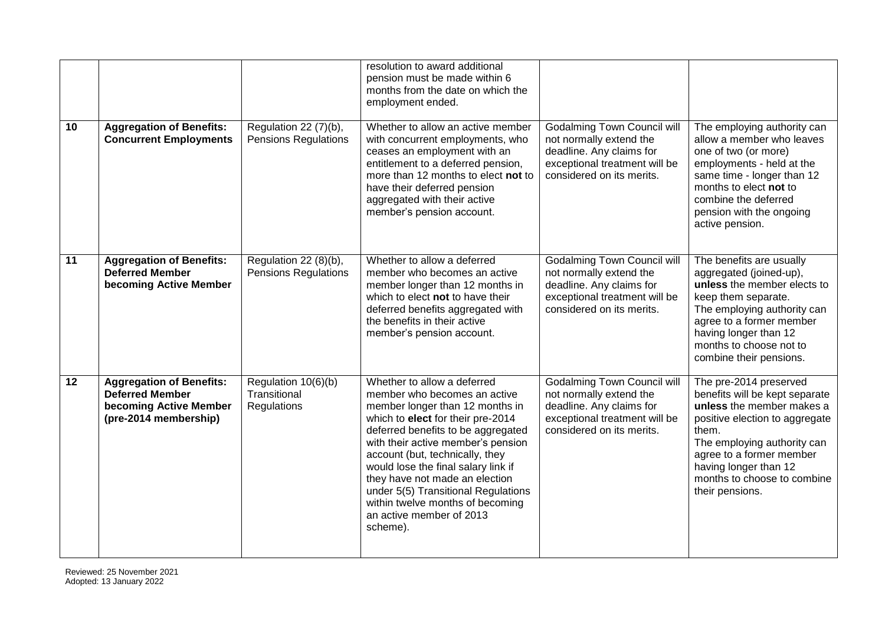| | | | resolution to award additional pension must be made within 6 months from the date on which the employment ended. | | |
|---|---|---|---|---|---|
| **10** | **Aggregation of Benefits: Concurrent Employments** | Regulation 22 (7)(b), Pensions Regulations | Whether to allow an active member with concurrent employments, who ceases an employment with an entitlement to a deferred pension, more than 12 months to elect **not** to have their deferred pension aggregated with their active member's pension account. | Godalming Town Council will not normally extend the deadline. Any claims for exceptional treatment will be considered on its merits. | The employing authority can allow a member who leaves one of two (or more) employments - held at the same time - longer than 12 months to elect **not** to combine the deferred pension with the ongoing active pension. |
| **11** | **Aggregation of Benefits: Deferred Member becoming Active Member** | Regulation 22 (8)(b), Pensions Regulations | Whether to allow a deferred member who becomes an active member longer than 12 months in which to elect **not** to have their deferred benefits aggregated with the benefits in their active member's pension account. | Godalming Town Council will not normally extend the deadline. Any claims for exceptional treatment will be considered on its merits. | The benefits are usually aggregated (joined-up), **unless** the member elects to keep them separate. The employing authority can agree to a former member having longer than 12 months to choose not to combine their pensions. |
| **12** | **Aggregation of Benefits: Deferred Member becoming Active Member (pre-2014 membership)** | Regulation 10(6)(b) Transitional Regulations | Whether to allow a deferred member who becomes an active member longer than 12 months in which to **elect** for their pre-2014 deferred benefits to be aggregated with their active member's pension account (but, technically, they would lose the final salary link if they have not made an election under 5(5) Transitional Regulations within twelve months of becoming an active member of 2013 scheme). | Godalming Town Council will not normally extend the deadline. Any claims for exceptional treatment will be considered on its merits. | The pre-2014 preserved benefits will be kept separate **unless** the member makes a positive election to aggregate them. The employing authority can agree to a former member having longer than 12 months to choose to combine their pensions. |

Reviewed: 25 November 2021
Adopted: 13 January 2022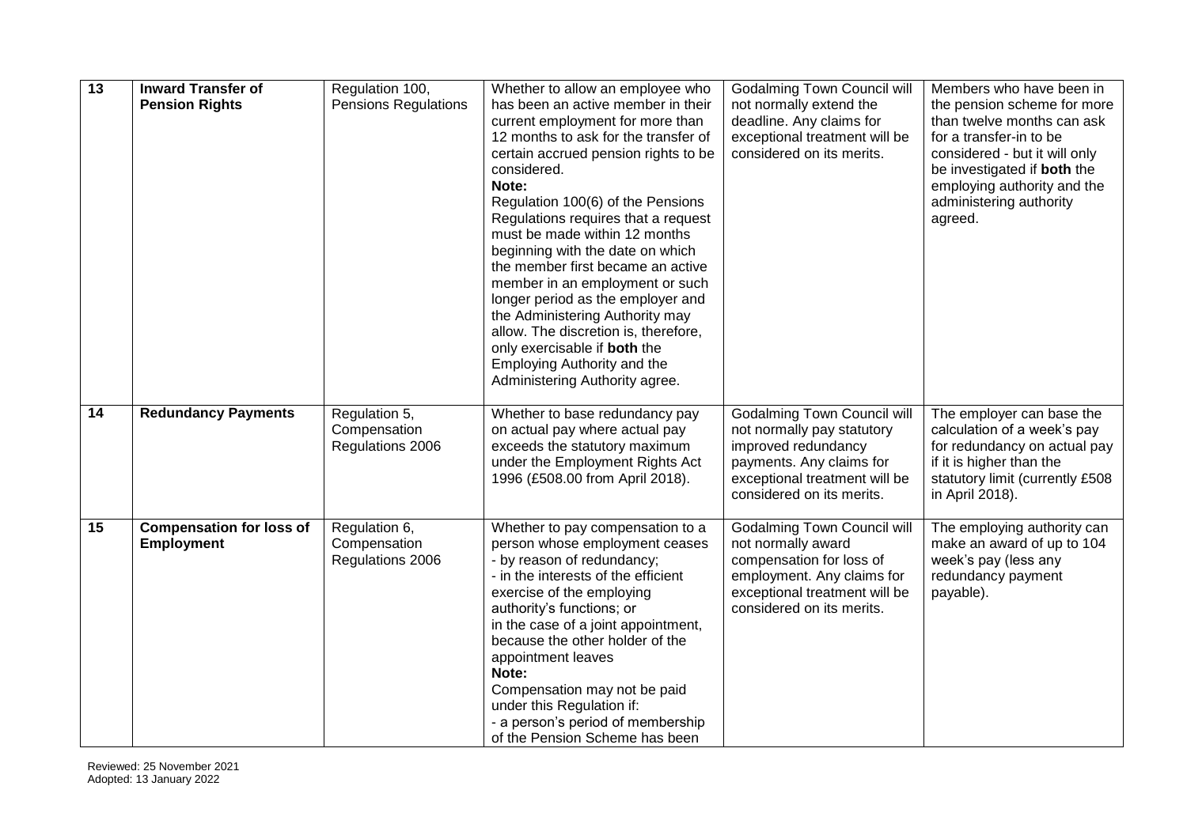| 13 | **Inward Transfer of Pension Rights** | Regulation 100, Pensions Regulations | Whether to allow an employee who has been an active member in their current employment for more than 12 months to ask for the transfer of certain accrued pension rights to be considered.<br>**Note:**<br>Regulation 100(6) of the Pensions Regulations requires that a request must be made within 12 months beginning with the date on which the member first became an active member in an employment or such longer period as the employer and the Administering Authority may allow. The discretion is, therefore, only exercisable if **both** the Employing Authority and the Administering Authority agree. | Godalming Town Council will not normally extend the deadline. Any claims for exceptional treatment will be considered on its merits. | Members who have been in the pension scheme for more than twelve months can ask for a transfer-in to be considered - but it will only be investigated if **both** the employing authority and the administering authority agreed. |
|---|---|---|---|---|---|
| 14 | **Redundancy Payments** | Regulation 5, Compensation Regulations 2006 | Whether to base redundancy pay on actual pay where actual pay exceeds the statutory maximum under the Employment Rights Act 1996 (£508.00 from April 2018). | Godalming Town Council will not normally pay statutory improved redundancy payments. Any claims for exceptional treatment will be considered on its merits. | The employer can base the calculation of a week's pay for redundancy on actual pay if it is higher than the statutory limit (currently £508 in April 2018). |
| 15 | **Compensation for loss of Employment** | Regulation 6, Compensation Regulations 2006 | Whether to pay compensation to a person whose employment ceases<br>- by reason of redundancy;<br>- in the interests of the efficient exercise of the employing authority's functions; or<br>in the case of a joint appointment, because the other holder of the appointment leaves<br>**Note:**<br>Compensation may not be paid under this Regulation if:<br>- a person's period of membership of the Pension Scheme has been | Godalming Town Council will not normally award compensation for loss of employment. Any claims for exceptional treatment will be considered on its merits. | The employing authority can make an award of up to 104 week's pay (less any redundancy payment payable). |

Reviewed: 25 November 2021
Adopted: 13 January 2022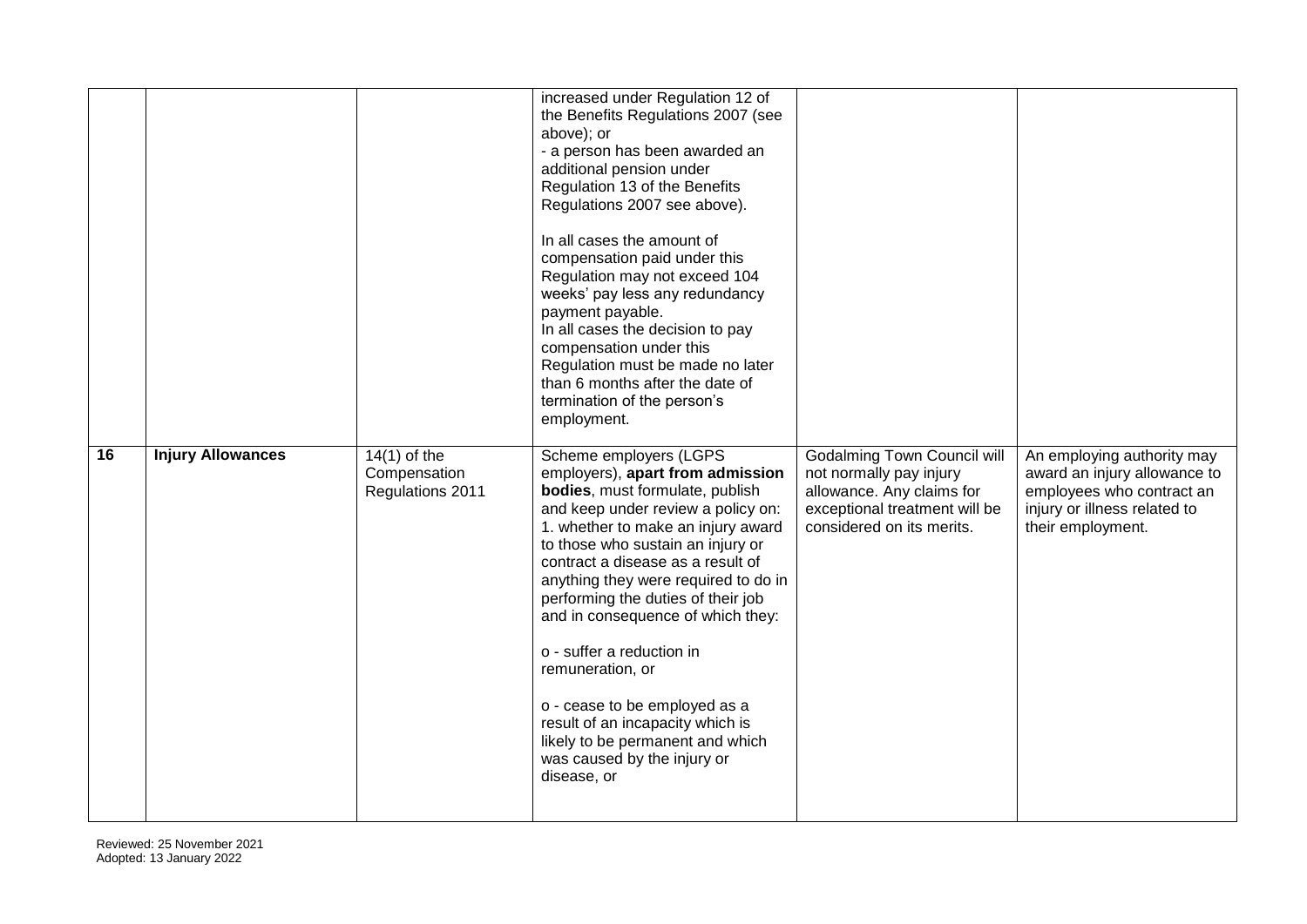| | | | | | |
|---|---|---|---|---|---|
| | | | increased under Regulation 12 of the Benefits Regulations 2007 (see above); or<br>- a person has been awarded an additional pension under Regulation 13 of the Benefits Regulations 2007 see above).<br><br>In all cases the amount of compensation paid under this Regulation may not exceed 104 weeks' pay less any redundancy payment payable.<br>In all cases the decision to pay compensation under this Regulation must be made no later than 6 months after the date of termination of the person's employment. | | |
| **16** | **Injury Allowances** | 14(1) of the Compensation Regulations 2011 | Scheme employers (LGPS employers), **apart from admission bodies**, must formulate, publish and keep under review a policy on:<br>1. whether to make an injury award to those who sustain an injury or contract a disease as a result of anything they were required to do in performing the duties of their job and in consequence of which they:<br><br>o - suffer a reduction in remuneration, or<br><br>o - cease to be employed as a result of an incapacity which is likely to be permanent and which was caused by the injury or disease, or | Godalming Town Council will not normally pay injury allowance. Any claims for exceptional treatment will be considered on its merits. | An employing authority may award an injury allowance to employees who contract an injury or illness related to their employment. |

Reviewed: 25 November 2021
Adopted: 13 January 2022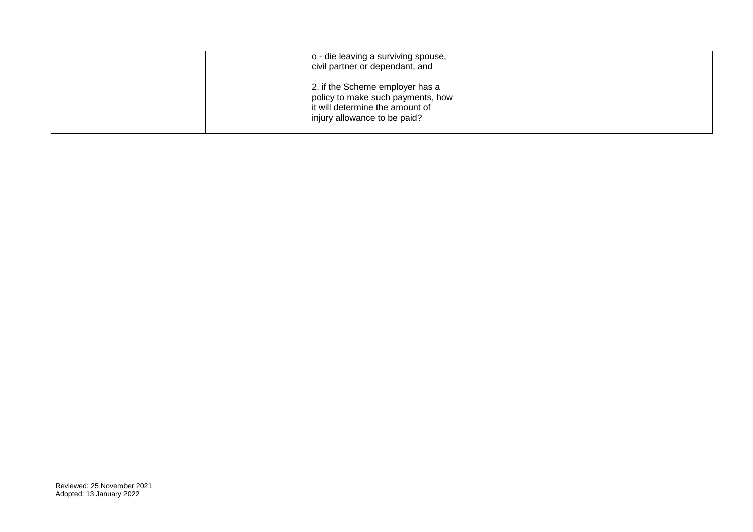| | | | | | |
|---|---|---|---|---|---|
| | | | o - die leaving a surviving spouse, civil partner or dependant, and<br><br>2. if the Scheme employer has a policy to make such payments, how it will determine the amount of injury allowance to be paid? | | |

Reviewed: 25 November 2021
Adopted: 13 January 2022